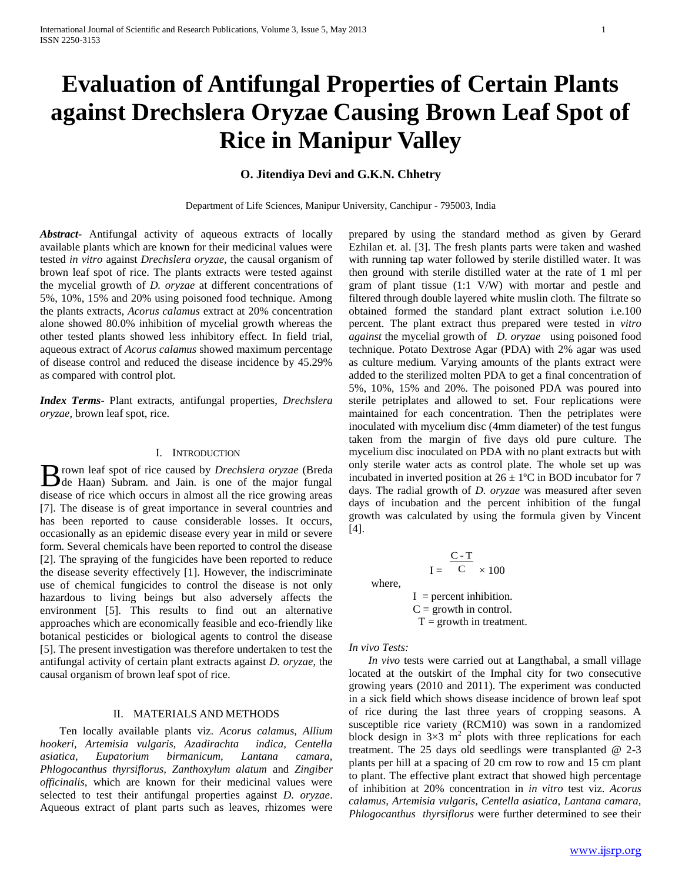# Evaluation of Antifungal Properties of Certain Plants against Drechslera Oryzae Causing Brown Leaf Spot of Rice in Manipur Valley

**O. Jitendiya Devi and G.K.N. Chhetry**

Department of Life Sciences, Manipur University, Canchipur - 795003, India

***Abstract*-** Antifungal activity of aqueous extracts of locally available plants which are known for their medicinal values were tested *in vitro* against *Drechslera oryzae*, the causal organism of brown leaf spot of rice. The plants extracts were tested against the mycelial growth of *D. oryzae* at different concentrations of 5%, 10%, 15% and 20% using poisoned food technique. Among the plants extracts, *Acorus calamus* extract at 20% concentration alone showed 80.0% inhibition of mycelial growth whereas the other tested plants showed less inhibitory effect. In field trial, aqueous extract of *Acorus calamus* showed maximum percentage of disease control and reduced the disease incidence by 45.29% as compared with control plot.

***Index Terms*-** Plant extracts, antifungal properties, *Drechslera oryzae*, brown leaf spot, rice.

## I. Introduction

Brown leaf spot of rice caused by *Drechslera oryzae* (Breda de Haan) Subram. and Jain. is one of the major fungal disease of rice which occurs in almost all the rice growing areas [7]. The disease is of great importance in several countries and has been reported to cause considerable losses. It occurs, occasionally as an epidemic disease every year in mild or severe form. Several chemicals have been reported to control the disease [2]. The spraying of the fungicides have been reported to reduce the disease severity effectively [1]. However, the indiscriminate use of chemical fungicides to control the disease is not only hazardous to living beings but also adversely affects the environment [5]. This results to find out an alternative approaches which are economically feasible and eco-friendly like botanical pesticides or biological agents to control the disease [5]. The present investigation was therefore undertaken to test the antifungal activity of certain plant extracts against *D. oryzae*, the causal organism of brown leaf spot of rice.

## II. Materials and Methods

Ten locally available plants viz. *Acorus calamus, Allium hookeri, Artemisia vulgaris, Azadirachta indica, Centella asiatica, Eupatorium birmanicum, Lantana camara, Phlogocanthus thyrsiflorus, Zanthoxylum alatum* and *Zingiber officinalis,* which are known for their medicinal values were selected to test their antifungal properties against *D. oryzae*. Aqueous extract of plant parts such as leaves, rhizomes were prepared by using the standard method as given by Gerard Ezhilan et. al. [3]. The fresh plants parts were taken and washed with running tap water followed by sterile distilled water. It was then ground with sterile distilled water at the rate of 1 ml per gram of plant tissue (1:1 V/W) with mortar and pestle and filtered through double layered white muslin cloth. The filtrate so obtained formed the standard plant extract solution i.e.100 percent. The plant extract thus prepared were tested in *vitro against* the mycelial growth of *D. oryzae* using poisoned food technique. Potato Dextrose Agar (PDA) with 2% agar was used as culture medium. Varying amounts of the plants extract were added to the sterilized molten PDA to get a final concentration of 5%, 10%, 15% and 20%. The poisoned PDA was poured into sterile petriplates and allowed to set. Four replications were maintained for each concentration. Then the petriplates were inoculated with mycelium disc (4mm diameter) of the test fungus taken from the margin of five days old pure culture. The mycelium disc inoculated on PDA with no plant extracts but with only sterile water acts as control plate. The whole set up was incubated in inverted position at $26 \pm 1$ºC in BOD incubator for 7 days. The radial growth of *D. oryzae* was measured after seven days of incubation and the percent inhibition of the fungal growth was calculated by using the formula given by Vincent [4].

$$I = \frac{C - T}{C} \times 100$$

where,

$I$ = percent inhibition.
$C$ = growth in control.
$T$ = growth in treatment.

*In vivo Tests:*

*In vivo* tests were carried out at Langthabal, a small village located at the outskirt of the Imphal city for two consecutive growing years (2010 and 2011). The experiment was conducted in a sick field which shows disease incidence of brown leaf spot of rice during the last three years of cropping seasons. A susceptible rice variety (RCM10) was sown in a randomized block design in $3 \times 3$ m$^2$ plots with three replications for each treatment. The 25 days old seedlings were transplanted @ 2-3 plants per hill at a spacing of 20 cm row to row and 15 cm plant to plant. The effective plant extract that showed high percentage of inhibition at 20% concentration in *in vitro* test viz. *Acorus calamus, Artemisia vulgaris, Centella asiatica, Lantana camara, Phlogocanthus thyrsiflorus* were further determined to see their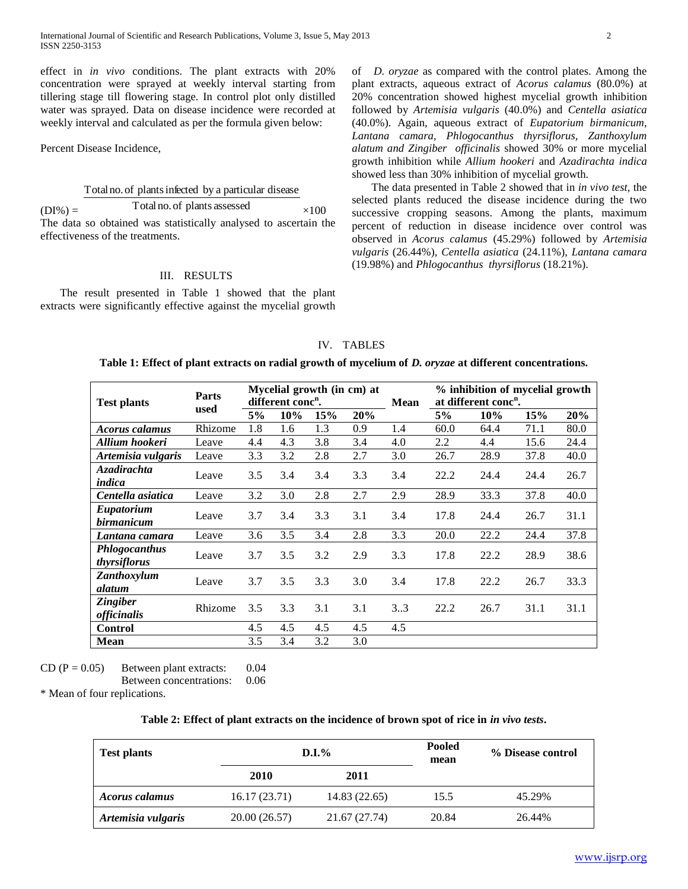effect in *in vivo* conditions. The plant extracts with 20% concentration were sprayed at weekly interval starting from tillering stage till flowering stage. In control plot only distilled water was sprayed. Data on disease incidence were recorded at weekly interval and calculated as per the formula given below:

Percent Disease Incidence,

$$(DI\%) = \frac{\text{Total no. of plants infected by a particular disease}}{\text{Total no. of plants assessed}} \times 100$$

The data so obtained was statistically analysed to ascertain the effectiveness of the treatments.

## III. RESULTS

The result presented in Table 1 showed that the plant extracts were significantly effective against the mycelial growth of *D. oryzae* as compared with the control plates. Among the plant extracts, aqueous extract of *Acorus calamus* (80.0%) at 20% concentration showed highest mycelial growth inhibition followed by *Artemisia vulgaris* (40.0%) and *Centella asiatica* (40.0%). Again, aqueous extract of *Eupatorium birmanicum, Lantana camara, Phlogocanthus thyrsiflorus, Zanthoxylum alatum and Zingiber officinalis* showed 30% or more mycelial growth inhibition while *Allium hookeri* and *Azadirachta indica* showed less than 30% inhibition of mycelial growth.

The data presented in Table 2 showed that in *in vivo test*, the selected plants reduced the disease incidence during the two successive cropping seasons. Among the plants, maximum percent of reduction in disease incidence over control was observed in *Acorus calamus* (45.29%) followed by *Artemisia vulgaris* (26.44%), *Centella asiatica* (24.11%), *Lantana camara* (19.98%) and *Phlogocanthus thyrsiflorus* (18.21%).

## IV. TABLES

**Table 1: Effect of plant extracts on radial growth of mycelium of *D. oryzae* at different concentrations.**

| Test plants | Parts used | Mycelial growth (in cm) at different conc$^n$. | | | | Mean | % inhibition of mycelial growth at different conc$^n$. | | | |
|---|---|---|---|---|---|---|---|---|---|---|
| | | 5% | 10% | 15% | 20% | | 5% | 10% | 15% | 20% |
| ***Acorus calamus*** | Rhizome | 1.8 | 1.6 | 1.3 | 0.9 | 1.4 | 60.0 | 64.4 | 71.1 | 80.0 |
| ***Allium hookeri*** | Leave | 4.4 | 4.3 | 3.8 | 3.4 | 4.0 | 2.2 | 4.4 | 15.6 | 24.4 |
| ***Artemisia vulgaris*** | Leave | 3.3 | 3.2 | 2.8 | 2.7 | 3.0 | 26.7 | 28.9 | 37.8 | 40.0 |
| ***Azadirachta indica*** | Leave | 3.5 | 3.4 | 3.4 | 3.3 | 3.4 | 22.2 | 24.4 | 24.4 | 26.7 |
| ***Centella asiatica*** | Leave | 3.2 | 3.0 | 2.8 | 2.7 | 2.9 | 28.9 | 33.3 | 37.8 | 40.0 |
| ***Eupatorium birmanicum*** | Leave | 3.7 | 3.4 | 3.3 | 3.1 | 3.4 | 17.8 | 24.4 | 26.7 | 31.1 |
| ***Lantana camara*** | Leave | 3.6 | 3.5 | 3.4 | 2.8 | 3.3 | 20.0 | 22.2 | 24.4 | 37.8 |
| ***Phlogocanthus thyrsiflorus*** | Leave | 3.7 | 3.5 | 3.2 | 2.9 | 3.3 | 17.8 | 22.2 | 28.9 | 38.6 |
| ***Zanthoxylum alatum*** | Leave | 3.7 | 3.5 | 3.3 | 3.0 | 3.4 | 17.8 | 22.2 | 26.7 | 33.3 |
| ***Zingiber officinalis*** | Rhizome | 3.5 | 3.3 | 3.1 | 3.1 | 3..3 | 22.2 | 26.7 | 31.1 | 31.1 |
| **Control** | | 4.5 | 4.5 | 4.5 | 4.5 | 4.5 | | | | |
| **Mean** | | 3.5 | 3.4 | 3.2 | 3.0 | | | | | |

CD ($P = 0.05$) Between plant extracts: 0.04
Between concentrations: 0.06

* Mean of four replications.

**Table 2: Effect of plant extracts on the incidence of brown spot of rice in *in vivo tests*.**

| Test plants | D.I.% | | Pooled mean | % Disease control |
|---|---|---|---|---|
| | 2010 | 2011 | | |
| ***Acorus calamus*** | 16.17 (23.71) | 14.83 (22.65) | 15.5 | 45.29% |
| ***Artemisia vulgaris*** | 20.00 (26.57) | 21.67 (27.74) | 20.84 | 26.44% |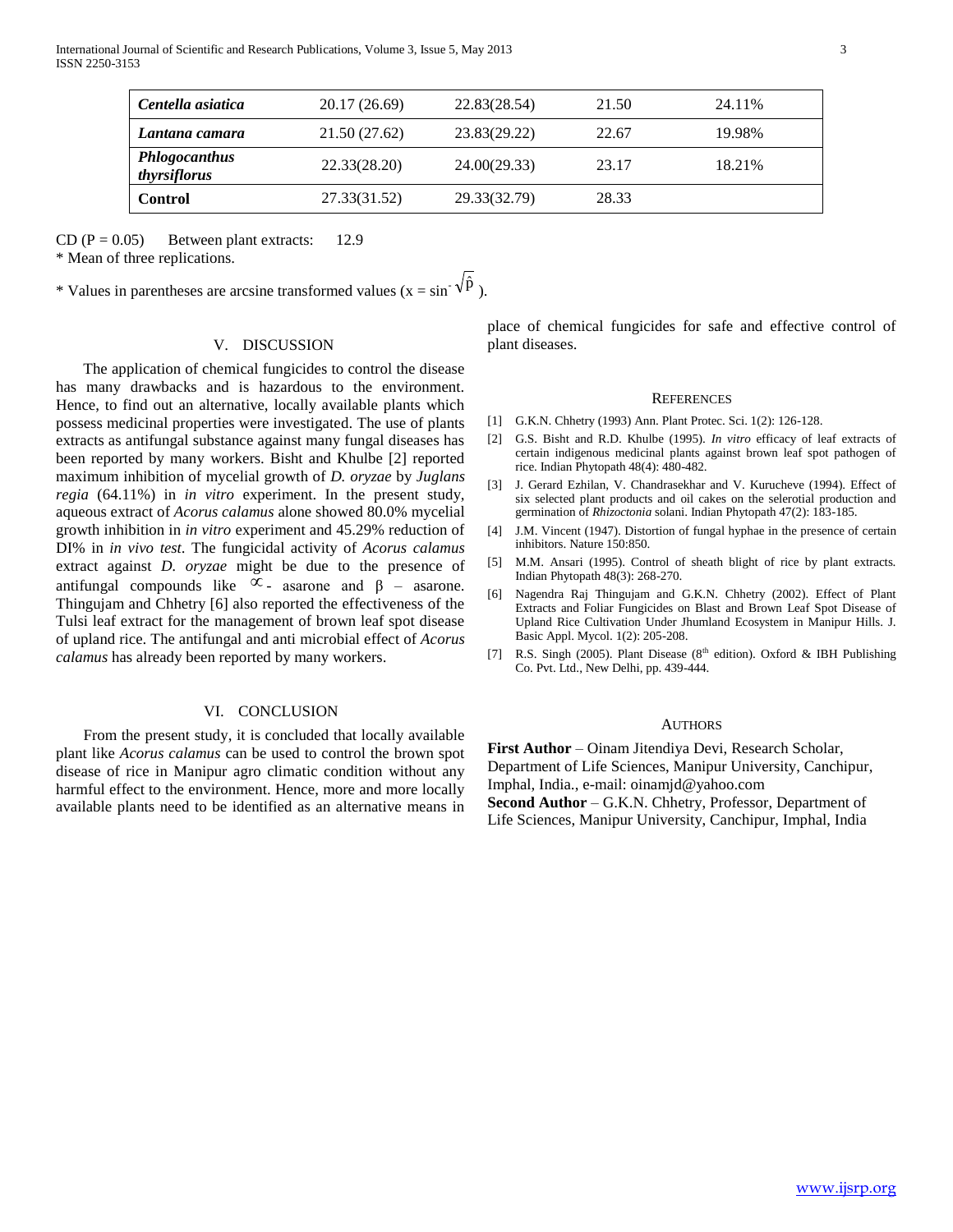| | | | | |
|---|---|---|---|---|
| ***Centella asiatica*** | 20.17 (26.69) | 22.83(28.54) | 21.50 | 24.11% |
| ***Lantana camara*** | 21.50 (27.62) | 23.83(29.22) | 22.67 | 19.98% |
| ***Phlogocanthus thyrsiflorus*** | 22.33(28.20) | 24.00(29.33) | 23.17 | 18.21% |
| **Control** | 27.33(31.52) | 29.33(32.79) | 28.33 | |

CD (P = 0.05) Between plant extracts: 12.9

* Mean of three replications.

* Values in parentheses are arcsine transformed values ($x = \sin^{-}\sqrt{\hat{p}}$ ).

## V. DISCUSSION

The application of chemical fungicides to control the disease has many drawbacks and is hazardous to the environment. Hence, to find out an alternative, locally available plants which possess medicinal properties were investigated. The use of plants extracts as antifungal substance against many fungal diseases has been reported by many workers. Bisht and Khulbe [2] reported maximum inhibition of mycelial growth of *D. oryzae* by *Juglans regia* (64.11%) in *in vitro* experiment. In the present study, aqueous extract of *Acorus calamus* alone showed 80.0% mycelial growth inhibition in *in vitro* experiment and 45.29% reduction of DI% in *in vivo test*. The fungicidal activity of *Acorus calamus* extract against *D. oryzae* might be due to the presence of antifungal compounds like $\alpha$- asarone and β – asarone. Thingujam and Chhetry [6] also reported the effectiveness of the Tulsi leaf extract for the management of brown leaf spot disease of upland rice. The antifungal and anti microbial effect of *Acorus calamus* has already been reported by many workers.

## VI. CONCLUSION

From the present study, it is concluded that locally available plant like *Acorus calamus* can be used to control the brown spot disease of rice in Manipur agro climatic condition without any harmful effect to the environment. Hence, more and more locally available plants need to be identified as an alternative means in place of chemical fungicides for safe and effective control of plant diseases.

## REFERENCES

[1] G.K.N. Chhetry (1993) Ann. Plant Protec. Sci. 1(2): 126-128.

[2] G.S. Bisht and R.D. Khulbe (1995). *In vitro* efficacy of leaf extracts of certain indigenous medicinal plants against brown leaf spot pathogen of rice. Indian Phytopath 48(4): 480-482.

[3] J. Gerard Ezhilan, V. Chandrasekhar and V. Kurucheve (1994). Effect of six selected plant products and oil cakes on the selerotial production and germination of *Rhizoctonia* solani. Indian Phytopath 47(2): 183-185.

[4] J.M. Vincent (1947). Distortion of fungal hyphae in the presence of certain inhibitors. Nature 150:850.

[5] M.M. Ansari (1995). Control of sheath blight of rice by plant extracts. Indian Phytopath 48(3): 268-270.

[6] Nagendra Raj Thingujam and G.K.N. Chhetry (2002). Effect of Plant Extracts and Foliar Fungicides on Blast and Brown Leaf Spot Disease of Upland Rice Cultivation Under Jhumland Ecosystem in Manipur Hills. J. Basic Appl. Mycol. 1(2): 205-208.

[7] R.S. Singh (2005). Plant Disease (8th edition). Oxford & IBH Publishing Co. Pvt. Ltd., New Delhi, pp. 439-444.

## AUTHORS

**First Author** – Oinam Jitendiya Devi, Research Scholar, Department of Life Sciences, Manipur University, Canchipur, Imphal, India., e-mail: oinamjd@yahoo.com

**Second Author** – G.K.N. Chhetry, Professor, Department of Life Sciences, Manipur University, Canchipur, Imphal, India